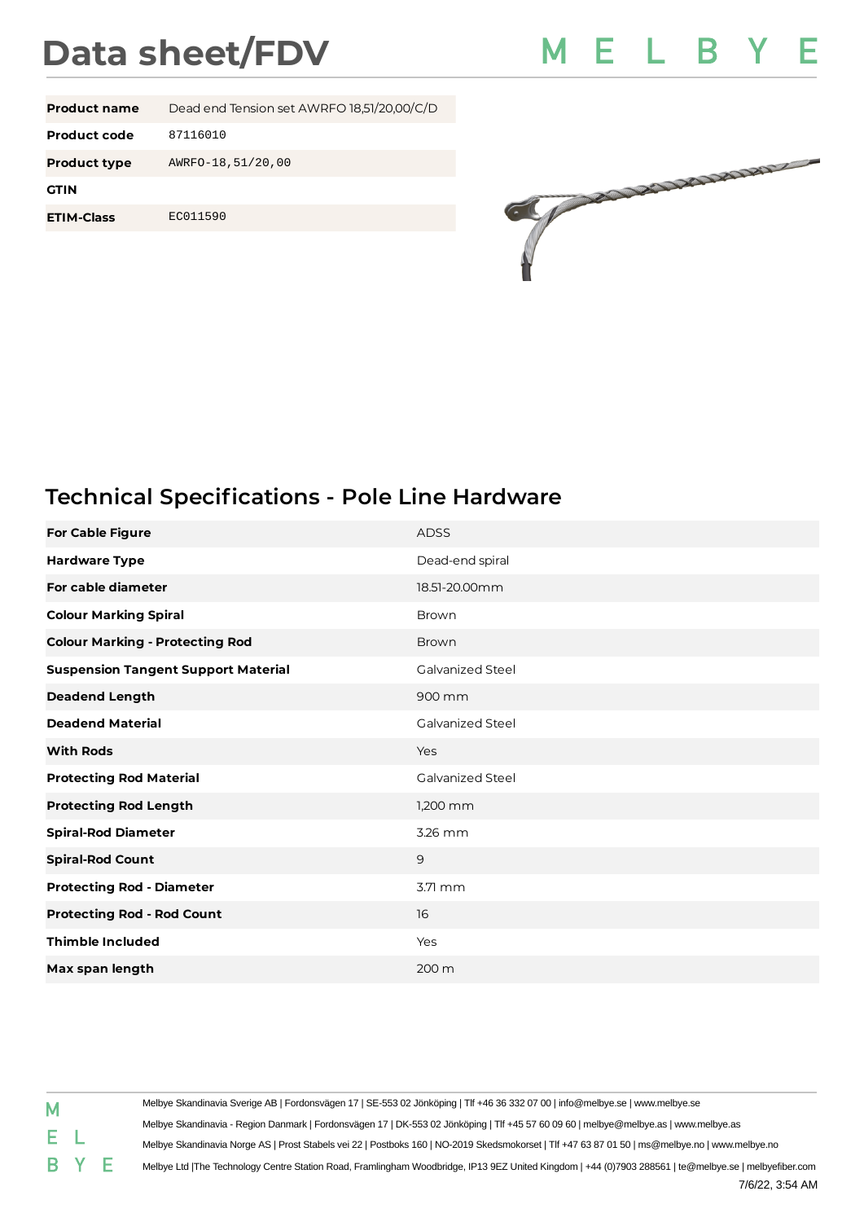# Data sheet/FDV

MELBYE

| | |
|---|---|
| **Product name** | Dead end Tension set AWRFO 18,51/20,00/C/D |
| **Product code** | 87116010 |
| **Product type** | AWRFO-18,51/20,00 |
| **GTIN** | |
| **ETIM-Class** | EC011590 |

## Technical Specifications - Pole Line Hardware

| | |
|---|---|
| **For Cable Figure** | ADSS |
| **Hardware Type** | Dead-end spiral |
| **For cable diameter** | 18.51-20.00mm |
| **Colour Marking Spiral** | Brown |
| **Colour Marking - Protecting Rod** | Brown |
| **Suspension Tangent Support Material** | Galvanized Steel |
| **Deadend Length** | 900 mm |
| **Deadend Material** | Galvanized Steel |
| **With Rods** | Yes |
| **Protecting Rod Material** | Galvanized Steel |
| **Protecting Rod Length** | 1,200 mm |
| **Spiral-Rod Diameter** | 3.26 mm |
| **Spiral-Rod Count** | 9 |
| **Protecting Rod - Diameter** | 3.71 mm |
| **Protecting Rod - Rod Count** | 16 |
| **Thimble Included** | Yes |
| **Max span length** | 200 m |

Melbye Skandinavia Sverige AB | Fordonsvägen 17 | SE-553 02 Jönköping | Tlf +46 36 332 07 00 | info@melbye.se | www.melbye.se

Melbye Skandinavia - Region Danmark | Fordonsvägen 17 | DK-553 02 Jönköping | Tlf +45 57 60 09 60 | melbye@melbye.as | www.melbye.as

Melbye Skandinavia Norge AS | Prost Stabels vei 22 | Postboks 160 | NO-2019 Skedsmokorset | Tlf +47 63 87 01 50 | ms@melbye.no | www.melbye.no

Melbye Ltd |The Technology Centre Station Road, Framlingham Woodbridge, IP13 9EZ United Kingdom | +44 (0)7903 288561 | te@melbye.se | melbyefiber.com

7/6/22, 3:54 AM